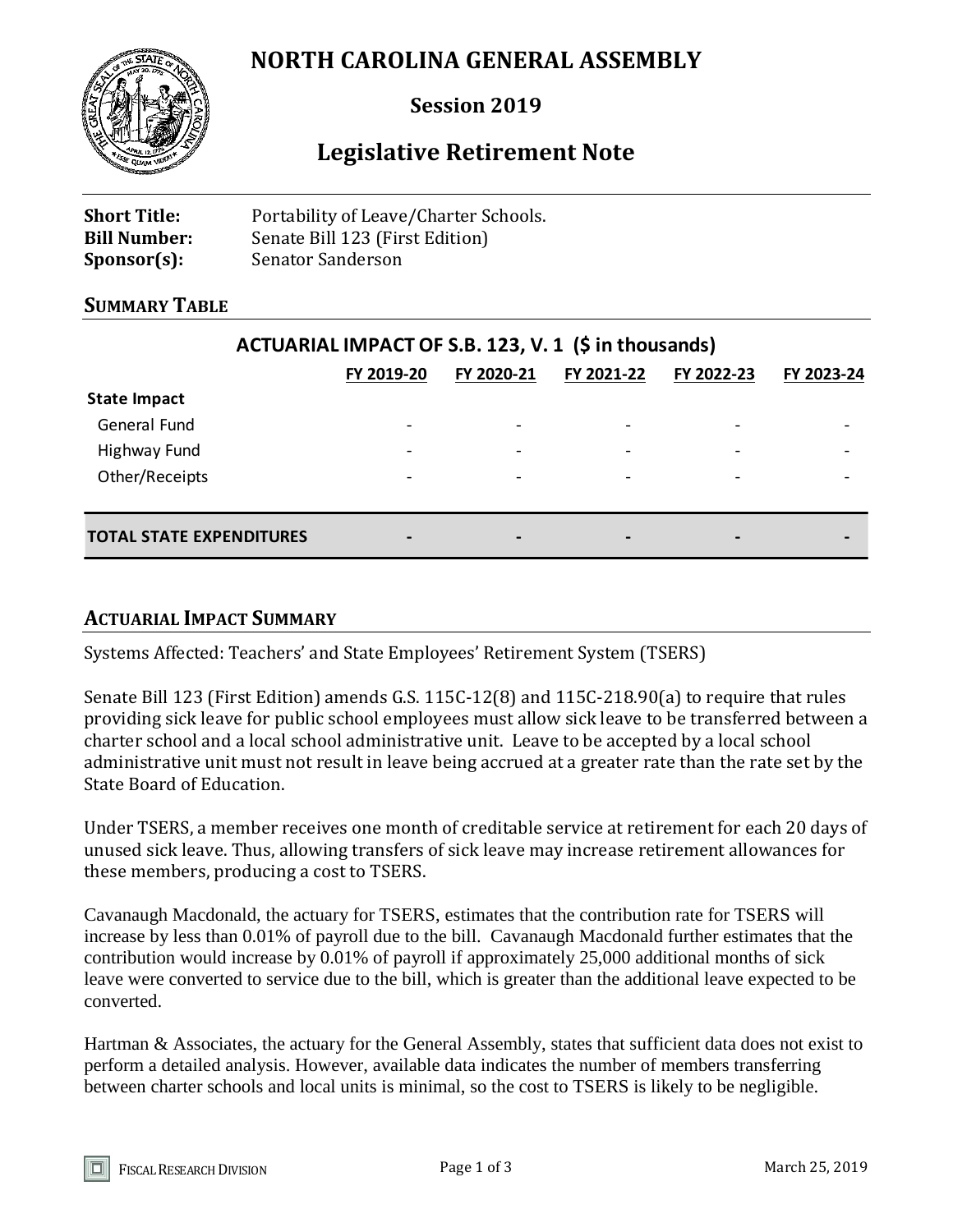# NORTH CAROLINA GENERAL ASSEMBLY

## Session 2019

## Legislative Retirement Note

**Short Title:** Portability of Leave/Charter Schools.
**Bill Number:** Senate Bill 123 (First Edition)
**Sponsor(s):** Senator Sanderson

### SUMMARY TABLE

**ACTUARIAL IMPACT OF S.B. 123, V. 1 ($ in thousands)**

| | FY 2019-20 | FY 2020-21 | FY 2021-22 | FY 2022-23 | FY 2023-24 |
|---|---|---|---|---|---|
| **State Impact** | | | | | |
| General Fund | - | - | - | - | - |
| Highway Fund | - | - | - | - | - |
| Other/Receipts | - | - | - | - | - |
| **TOTAL STATE EXPENDITURES** | **-** | **-** | **-** | **-** | **-** |

### ACTUARIAL IMPACT SUMMARY

Systems Affected: Teachers' and State Employees' Retirement System (TSERS)

Senate Bill 123 (First Edition) amends G.S. 115C-12(8) and 115C-218.90(a) to require that rules providing sick leave for public school employees must allow sick leave to be transferred between a charter school and a local school administrative unit. Leave to be accepted by a local school administrative unit must not result in leave being accrued at a greater rate than the rate set by the State Board of Education.

Under TSERS, a member receives one month of creditable service at retirement for each 20 days of unused sick leave. Thus, allowing transfers of sick leave may increase retirement allowances for these members, producing a cost to TSERS.

Cavanaugh Macdonald, the actuary for TSERS, estimates that the contribution rate for TSERS will increase by less than 0.01% of payroll due to the bill. Cavanaugh Macdonald further estimates that the contribution would increase by 0.01% of payroll if approximately 25,000 additional months of sick leave were converted to service due to the bill, which is greater than the additional leave expected to be converted.

Hartman & Associates, the actuary for the General Assembly, states that sufficient data does not exist to perform a detailed analysis. However, available data indicates the number of members transferring between charter schools and local units is minimal, so the cost to TSERS is likely to be negligible.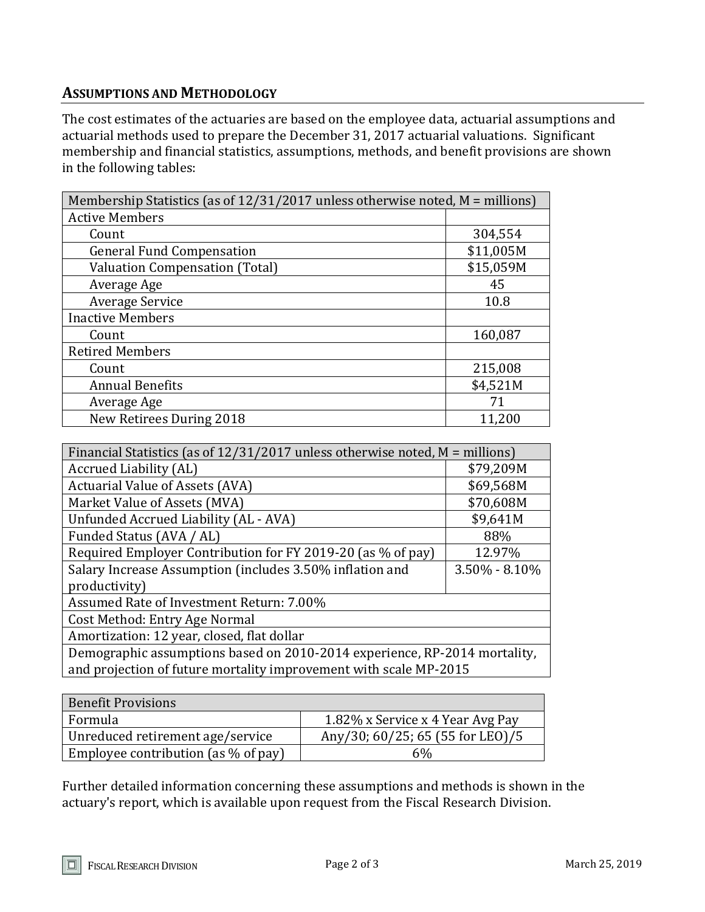## ASSUMPTIONS AND METHODOLOGY

The cost estimates of the actuaries are based on the employee data, actuarial assumptions and actuarial methods used to prepare the December 31, 2017 actuarial valuations. Significant membership and financial statistics, assumptions, methods, and benefit provisions are shown in the following tables:

| Membership Statistics (as of 12/31/2017 unless otherwise noted, M = millions) | |
|---|---|
| Active Members | |
| Count | 304,554 |
| General Fund Compensation | $11,005M |
| Valuation Compensation (Total) | $15,059M |
| Average Age | 45 |
| Average Service | 10.8 |
| Inactive Members | |
| Count | 160,087 |
| Retired Members | |
| Count | 215,008 |
| Annual Benefits | $4,521M |
| Average Age | 71 |
| New Retirees During 2018 | 11,200 |

| Financial Statistics (as of 12/31/2017 unless otherwise noted, M = millions) | |
|---|---|
| Accrued Liability (AL) | $79,209M |
| Actuarial Value of Assets (AVA) | $69,568M |
| Market Value of Assets (MVA) | $70,608M |
| Unfunded Accrued Liability (AL - AVA) | $9,641M |
| Funded Status (AVA / AL) | 88% |
| Required Employer Contribution for FY 2019-20 (as % of pay) | 12.97% |
| Salary Increase Assumption (includes 3.50% inflation and productivity) | 3.50% - 8.10% |
| Assumed Rate of Investment Return: 7.00% | |
| Cost Method: Entry Age Normal | |
| Amortization: 12 year, closed, flat dollar | |
| Demographic assumptions based on 2010-2014 experience, RP-2014 mortality, and projection of future mortality improvement with scale MP-2015 | |

| Benefit Provisions | |
|---|---|
| Formula | 1.82% x Service x 4 Year Avg Pay |
| Unreduced retirement age/service | Any/30; 60/25; 65 (55 for LEO)/5 |
| Employee contribution (as % of pay) | 6% |

Further detailed information concerning these assumptions and methods is shown in the actuary's report, which is available upon request from the Fiscal Research Division.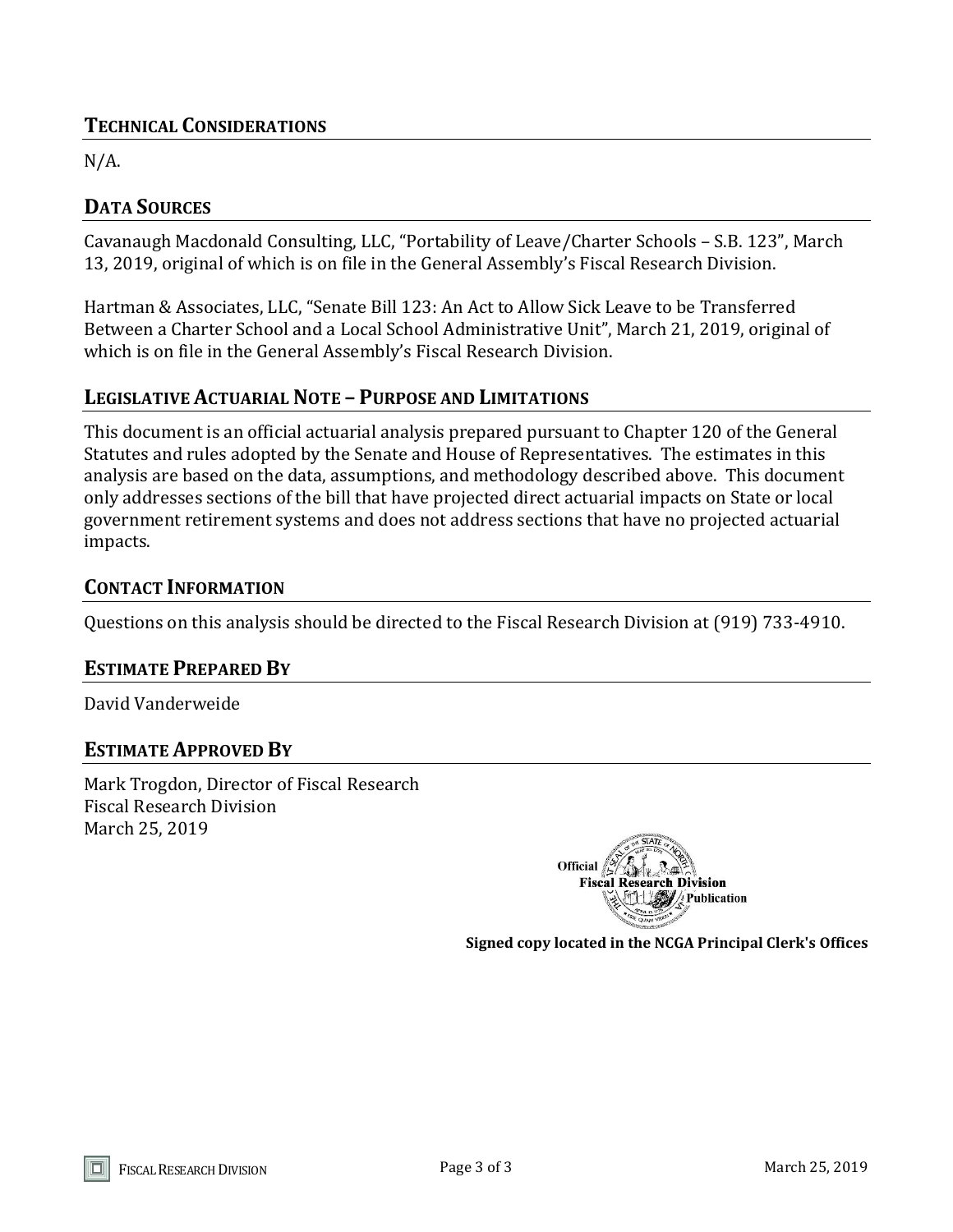## TECHNICAL CONSIDERATIONS

N/A.

## DATA SOURCES

Cavanaugh Macdonald Consulting, LLC, "Portability of Leave/Charter Schools – S.B. 123", March 13, 2019, original of which is on file in the General Assembly's Fiscal Research Division.

Hartman & Associates, LLC, "Senate Bill 123: An Act to Allow Sick Leave to be Transferred Between a Charter School and a Local School Administrative Unit", March 21, 2019, original of which is on file in the General Assembly's Fiscal Research Division.

## LEGISLATIVE ACTUARIAL NOTE – PURPOSE AND LIMITATIONS

This document is an official actuarial analysis prepared pursuant to Chapter 120 of the General Statutes and rules adopted by the Senate and House of Representatives. The estimates in this analysis are based on the data, assumptions, and methodology described above. This document only addresses sections of the bill that have projected direct actuarial impacts on State or local government retirement systems and does not address sections that have no projected actuarial impacts.

## CONTACT INFORMATION

Questions on this analysis should be directed to the Fiscal Research Division at (919) 733-4910.

## ESTIMATE PREPARED BY

David Vanderweide

## ESTIMATE APPROVED BY

Mark Trogdon, Director of Fiscal Research
Fiscal Research Division
March 25, 2019

Official Fiscal Research Division Publication

**Signed copy located in the NCGA Principal Clerk's Offices**